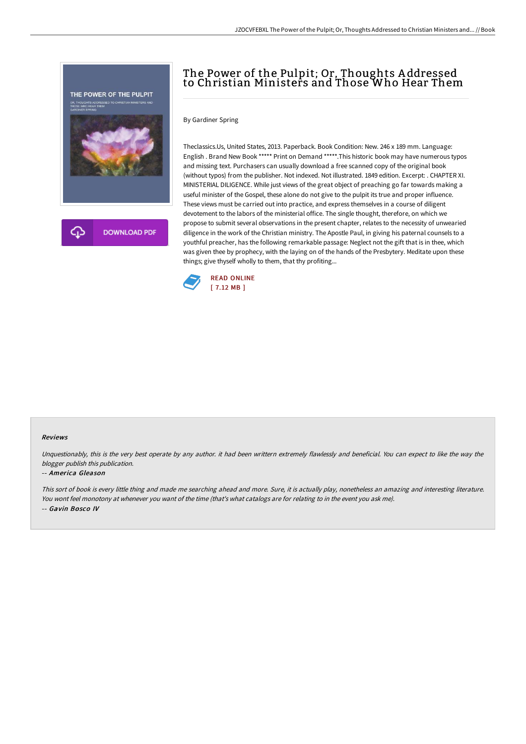# The Power of the Pulpit; Or, Thoughts Addressed to Christian Ministers and Those Who Hear Them

By Gardiner Spring

Theclassics.Us, United States, 2013. Paperback. Book Condition: New. 246 x 189 mm. Language: English . Brand New Book ***** Print on Demand *****.This historic book may have numerous typos and missing text. Purchasers can usually download a free scanned copy of the original book (without typos) from the publisher. Not indexed. Not illustrated. 1849 edition. Excerpt: . CHAPTER XI. MINISTERIAL DILIGENCE. While just views of the great object of preaching go far towards making a useful minister of the Gospel, these alone do not give to the pulpit its true and proper influence. These views must be carried out into practice, and express themselves in a course of diligent devotement to the labors of the ministerial office. The single thought, therefore, on which we propose to submit several observations in the present chapter, relates to the necessity of unwearied diligence in the work of the Christian ministry. The Apostle Paul, in giving his paternal counsels to a youthful preacher, has the following remarkable passage: Neglect not the gift that is in thee, which was given thee by prophecy, with the laying on of the hands of the Presbytery. Meditate upon these things; give thyself wholly to them, that thy profiting...

READ ONLINE
[ 7.12 MB ]

### Reviews

*Unquestionably, this is the very best operate by any author. it had been writtern extremely flawlessly and beneficial. You can expect to like the way the blogger publish this publication.*

-- *America Gleason*

*This sort of book is every little thing and made me searching ahead and more. Sure, it is actually play, nonetheless an amazing and interesting literature. You wont feel monotony at whenever you want of the time (that's what catalogs are for relating to in the event you ask me).*

-- *Gavin Bosco IV*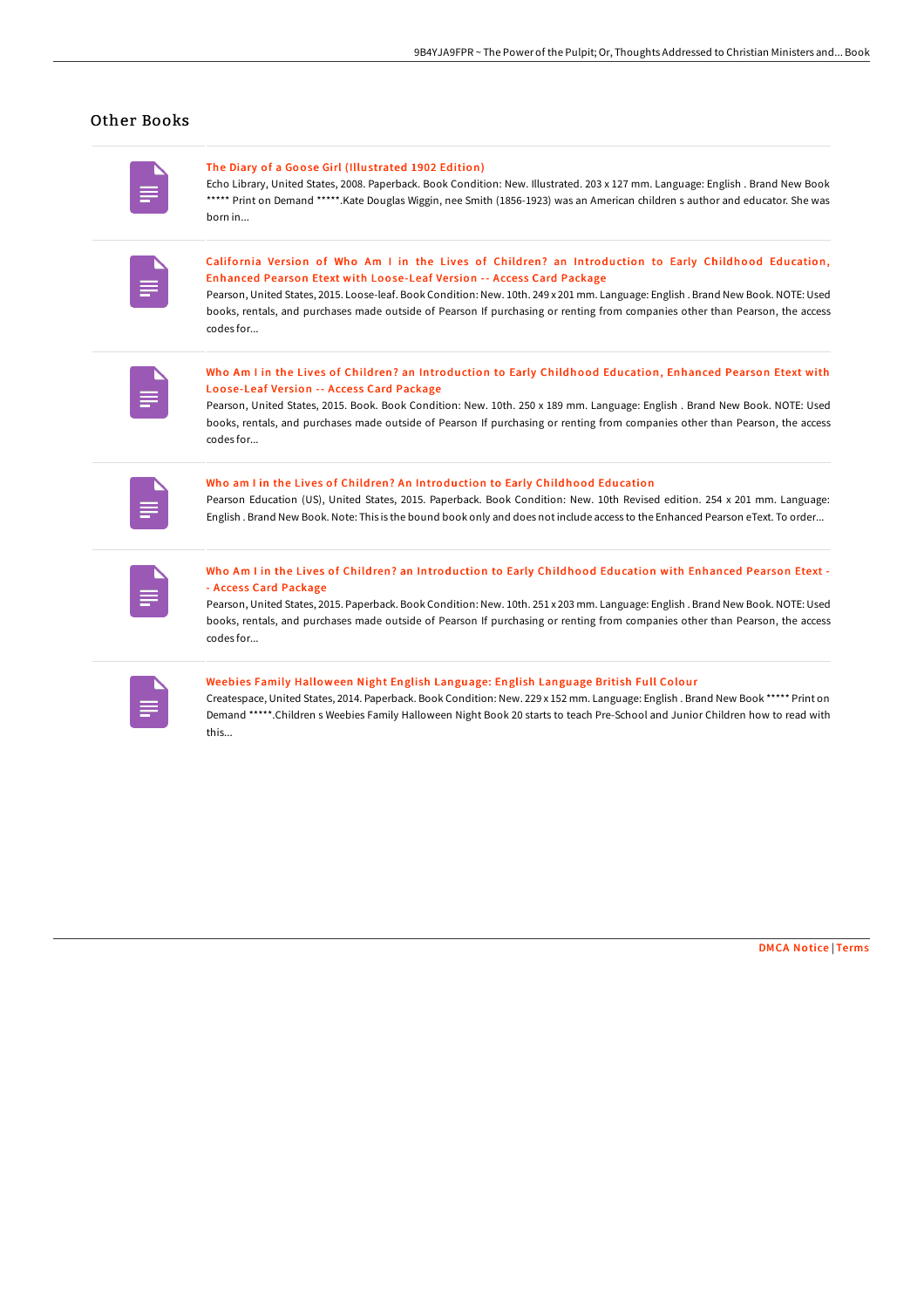## Other Books

**The Diary of a Goose Girl (Illustrated 1902 Edition)**

Echo Library, United States, 2008. Paperback. Book Condition: New. Illustrated. 203 x 127 mm. Language: English . Brand New Book ***** Print on Demand *****.Kate Douglas Wiggin, nee Smith (1856-1923) was an American children s author and educator. She was born in...

**California Version of Who Am I in the Lives of Children? an Introduction to Early Childhood Education, Enhanced Pearson Etext with Loose-Leaf Version -- Access Card Package**

Pearson, United States, 2015. Loose-leaf. Book Condition: New. 10th. 249 x 201 mm. Language: English . Brand New Book. NOTE: Used books, rentals, and purchases made outside of Pearson If purchasing or renting from companies other than Pearson, the access codes for...

**Who Am I in the Lives of Children? an Introduction to Early Childhood Education, Enhanced Pearson Etext with Loose-Leaf Version -- Access Card Package**

Pearson, United States, 2015. Book. Book Condition: New. 10th. 250 x 189 mm. Language: English . Brand New Book. NOTE: Used books, rentals, and purchases made outside of Pearson If purchasing or renting from companies other than Pearson, the access codes for...

**Who am I in the Lives of Children? An Introduction to Early Childhood Education**

Pearson Education (US), United States, 2015. Paperback. Book Condition: New. 10th Revised edition. 254 x 201 mm. Language: English . Brand New Book. Note: This is the bound book only and does not include access to the Enhanced Pearson eText. To order...

**Who Am I in the Lives of Children? an Introduction to Early Childhood Education with Enhanced Pearson Etext -- Access Card Package**

Pearson, United States, 2015. Paperback. Book Condition: New. 10th. 251 x 203 mm. Language: English . Brand New Book. NOTE: Used books, rentals, and purchases made outside of Pearson If purchasing or renting from companies other than Pearson, the access codes for...

**Weebies Family Halloween Night English Language: English Language British Full Colour**

Createspace, United States, 2014. Paperback. Book Condition: New. 229 x 152 mm. Language: English . Brand New Book ***** Print on Demand *****.Children s Weebies Family Halloween Night Book 20 starts to teach Pre-School and Junior Children how to read with this...

DMCA Notice | Terms